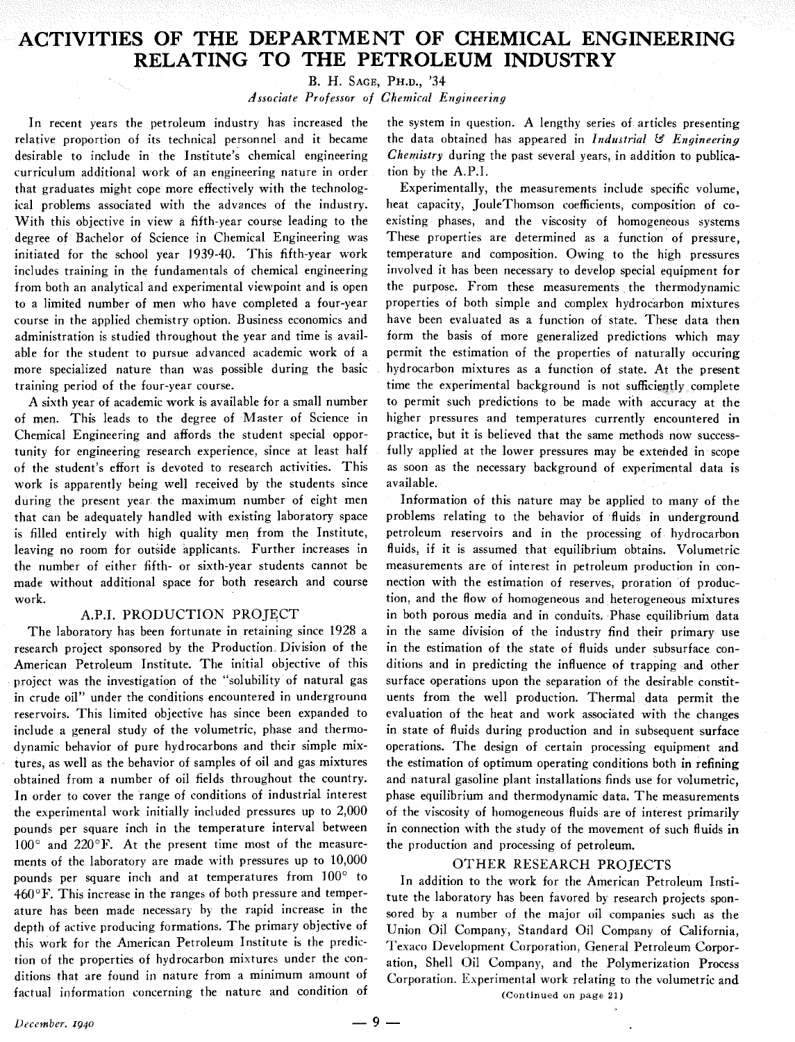# ACTIVITIES OF THE DEPARTMENT OF CHEMICAL ENGINEERING RELATING TO THE PETROLEUM INDUSTRY

B. H. SAGE, PH.D., '34

*Associate Professor of Chemical Engineering*

In recent years the petroleum industry has increased the relative proportion of its technical personnel and it became desirable to include in the Institute's chemical engineering curriculum additional work of an engineering nature in order that graduates might cope more effectively with the technological problems associated with the advances of the industry. With this objective in view a fifth-year course leading to the degree of Bachelor of Science in Chemical Engineering was initiated for the school year 1939-40. This fifth-year work includes training in the fundamentals of chemical engineering from both an analytical and experimental viewpoint and is open to a limited number of men who have completed a four-year course in the applied chemistry option. Business economics and administration is studied throughout the year and time is available for the student to pursue advanced academic work of a more specialized nature than was possible during the basic training period of the four-year course.

A sixth year of academic work is available for a small number of men. This leads to the degree of Master of Science in Chemical Engineering and affords the student special opportunity for engineering research experience, since at least half of the student's effort is devoted to research activities. This work is apparently being well received by the students since during the present year the maximum number of eight men that can be adequately handled with existing laboratory space is filled entirely with high quality men from the Institute, leaving no room for outside applicants. Further increases in the number of either fifth- or sixth-year students cannot be made without additional space for both research and course work.

## A.P.I. PRODUCTION PROJECT

The laboratory has been fortunate in retaining since 1928 a research project sponsored by the Production Division of the American Petroleum Institute. The initial objective of this project was the investigation of the "solubility of natural gas in crude oil" under the conditions encountered in undergrouna reservoirs. This limited objective has since been expanded to include a general study of the volumetric, phase and thermodynamic behavior of pure hydrocarbons and their simple mixtures, as well as the behavior of samples of oil and gas mixtures obtained from a number of oil fields throughout the country. In order to cover the range of conditions of industrial interest the experimental work initially included pressures up to 2,000 pounds per square inch in the temperature interval between 100° and 220°F. At the present time most of the measurements of the laboratory are made with pressures up to 10,000 pounds per square inch and at temperatures from 100° to 460°F. This increase in the ranges of both pressure and temperature has been made necessary by the rapid increase in the depth of active producing formations. The primary objective of this work for the American Petroleum Institute is the prediction of the properties of hydrocarbon mixtures under the conditions that are found in nature from a minimum amount of factual information concerning the nature and condition of the system in question. A lengthy series of articles presenting the data obtained has appeared in *Industrial & Engineering Chemistry* during the past several years, in addition to publication by the A.P.I.

Experimentally, the measurements include specific volume, heat capacity, JouleThomson coefficients, composition of coexisting phases, and the viscosity of homogeneous systems These properties are determined as a function of pressure, temperature and composition. Owing to the high pressures involved it has been necessary to develop special equipment for the purpose. From these measurements the thermodynamic properties of both simple and complex hydrocarbon mixtures have been evaluated as a function of state. These data then form the basis of more generalized predictions which may permit the estimation of the properties of naturally occuring hydrocarbon mixtures as a function of state. At the present time the experimental background is not sufficiently complete to permit such predictions to be made with accuracy at the higher pressures and temperatures currently encountered in practice, but it is believed that the same methods now successfully applied at the lower pressures may be extended in scope as soon as the necessary background of experimental data is available.

Information of this nature may be applied to many of the problems relating to the behavior of fluids in underground petroleum reservoirs and in the processing of hydrocarbon fluids, if it is assumed that equilibrium obtains. Volumetric measurements are of interest in petroleum production in connection with the estimation of reserves, proration of production, and the flow of homogeneous and heterogeneous mixtures in both porous media and in conduits. Phase equilibrium data in the same division of the industry find their primary use in the estimation of the state of fluids under subsurface conditions and in predicting the influence of trapping and other surface operations upon the separation of the desirable constituents from the well production. Thermal data permit the evaluation of the heat and work associated with the changes in state of fluids during production and in subsequent surface operations. The design of certain processing equipment and the estimation of optimum operating conditions both in refining and natural gasoline plant installations finds use for volumetric, phase equilibrium and thermodynamic data. The measurements of the viscosity of homogeneous fluids are of interest primarily in connection with the study of the movement of such fluids in the production and processing of petroleum.

## OTHER RESEARCH PROJECTS

In addition to the work for the American Petroleum Institute the laboratory has been favored by research projects sponsored by a number of the major oil companies such as the Union Oil Company, Standard Oil Company of California, Texaco Development Corporation, General Petroleum Corporation, Shell Oil Company, and the Polymerization Process Corporation. Experimental work relating to the volumetric and

(Continued on page 21)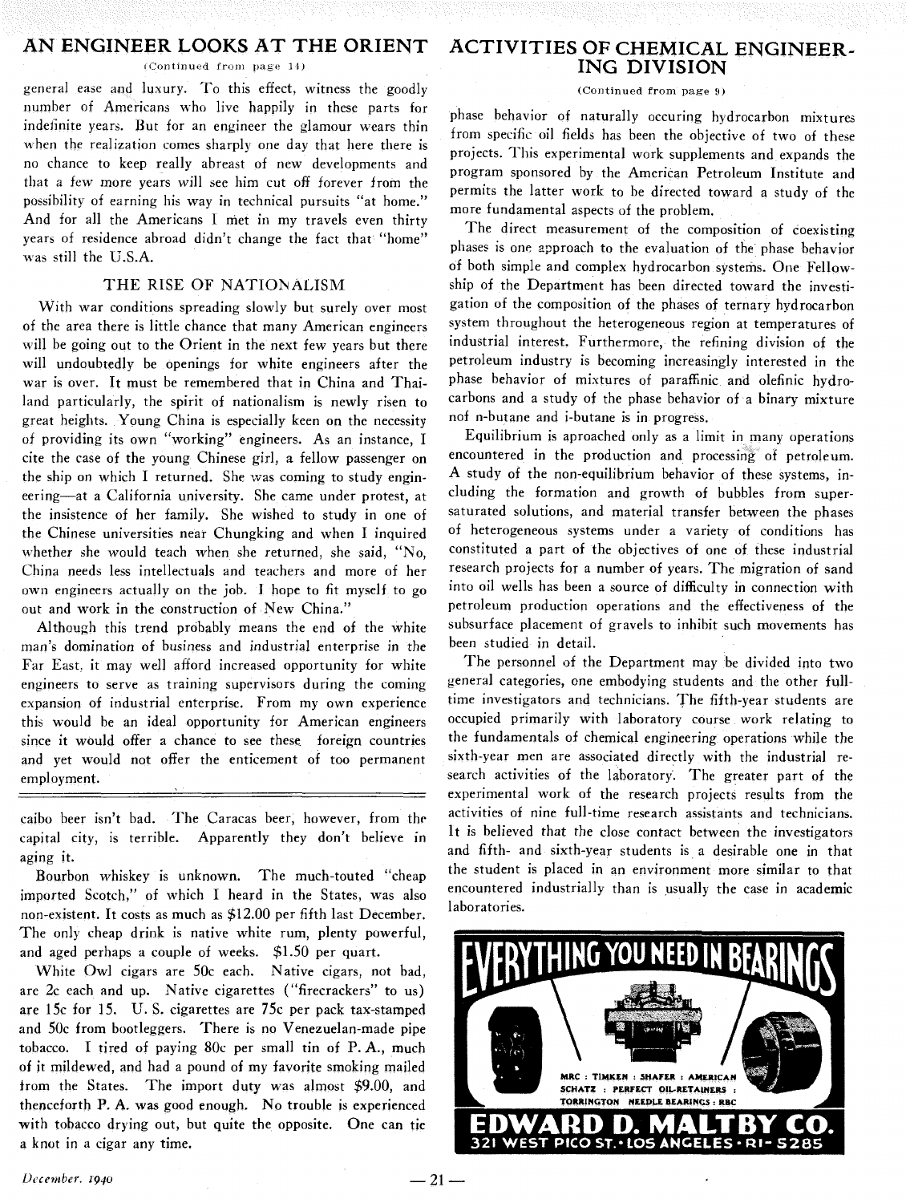## AN ENGINEER LOOKS AT THE ORIENT

(Continued from page 14)

general ease and luxury. To this effect, witness the goodly number of Americans who live happily in these parts for indefinite years. But for an engineer the glamour wears thin when the realization comes sharply one day that here there is no chance to keep really abreast of new developments and that a few more years will see him cut off forever from the possibility of earning his way in technical pursuits "at home." And for all the Americans I met in my travels even thirty years of residence abroad didn't change the fact that "home" was still the U.S.A.

### THE RISE OF NATIONALISM

With war conditions spreading slowly but surely over most of the area there is little chance that many American engineers will be going out to the Orient in the next few years but there will undoubtedly be openings for white engineers after the war is over. It must be remembered that in China and Thailand particularly, the spirit of nationalism is newly risen to great heights. Young China is especially keen on the necessity of providing its own "working" engineers. As an instance, I cite the case of the young Chinese girl, a fellow passenger on the ship on which I returned. She was coming to study engineering—at a California university. She came under protest, at the insistence of her family. She wished to study in one of the Chinese universities near Chungking and when I inquired whether she would teach when she returned, she said, "No, China needs less intellectuals and teachers and more of her own engineers actually on the job. I hope to fit myself to go out and work in the construction of New China."

Although this trend probably means the end of the white man's domination of business and industrial enterprise in the Far East, it may well afford increased opportunity for white engineers to serve as training supervisors during the coming expansion of industrial enterprise. From my own experience this would be an ideal opportunity for American engineers since it would offer a chance to see these foreign countries and yet would not offer the enticement of too permanent employment.

---

caibo beer isn't bad. The Caracas beer, however, from the capital city, is terrible. Apparently they don't believe in aging it.

Bourbon whiskey is unknown. The much-touted "cheap imported Scotch," of which I heard in the States, was also non-existent. It costs as much as $12.00 per fifth last December. The only cheap drink is native white rum, plenty powerful, and aged perhaps a couple of weeks. $1.50 per quart.

White Owl cigars are 50c each. Native cigars, not bad, are 2c each and up. Native cigarettes ("firecrackers" to us) are 15c for 15. U. S. cigarettes are 75c per pack tax-stamped and 50c from bootleggers. There is no Venezuelan-made pipe tobacco. I tired of paying 80c per small tin of P. A., much of it mildewed, and had a pound of my favorite smoking mailed from the States. The import duty was almost $9.00, and thenceforth P. A. was good enough. No trouble is experienced with tobacco drying out, but quite the opposite. One can tie a knot in a cigar any time.

## ACTIVITIES OF CHEMICAL ENGINEERING DIVISION

(Continued from page 9)

phase behavior of naturally occuring hydrocarbon mixtures from specific oil fields has been the objective of two of these projects. This experimental work supplements and expands the program sponsored by the American Petroleum Institute and permits the latter work to be directed toward a study of the more fundamental aspects of the problem.

The direct measurement of the composition of coexisting phases is one approach to the evaluation of the phase behavior of both simple and complex hydrocarbon systems. One Fellowship of the Department has been directed toward the investigation of the composition of the phases of ternary hydrocarbon system throughout the heterogeneous region at temperatures of industrial interest. Furthermore, the refining division of the petroleum industry is becoming increasingly interested in the phase behavior of mixtures of paraffinic and olefinic hydrocarbons and a study of the phase behavior of a binary mixture nof n-butane and i-butane is in progress.

Equilibrium is aproached only as a limit in many operations encountered in the production and processing of petroleum. A study of the non-equilibrium behavior of these systems, including the formation and growth of bubbles from supersaturated solutions, and material transfer between the phases of heterogeneous systems under a variety of conditions has constituted a part of the objectives of one of these industrial research projects for a number of years. The migration of sand into oil wells has been a source of difficulty in connection with petroleum production operations and the effectiveness of the subsurface placement of gravels to inhibit such movements has been studied in detail.

The personnel of the Department may be divided into two general categories, one embodying students and the other full-time investigators and technicians. The fifth-year students are occupied primarily with laboratory course work relating to the fundamentals of chemical engineering operations while the sixth-year men are associated directly with the industrial research activities of the laboratory. The greater part of the experimental work of the research projects results from the activities of nine full-time research assistants and technicians. It is believed that the close contact between the investigators and fifth- and sixth-year students is a desirable one in that the student is placed in an environment more similar to that encountered industrially than is usually the case in academic laboratories.

---

EVERYTHING YOU NEED IN BEARINGS

MRC : TIMKEN : SHAFER : AMERICAN
SCHATZ : PERFECT OIL-RETAINERS :
TORRINGTON NEEDLE BEARINGS : RBC

**EDWARD D. MALTBY CO.**
321 WEST PICO ST. • LOS ANGELES • RI - 5285